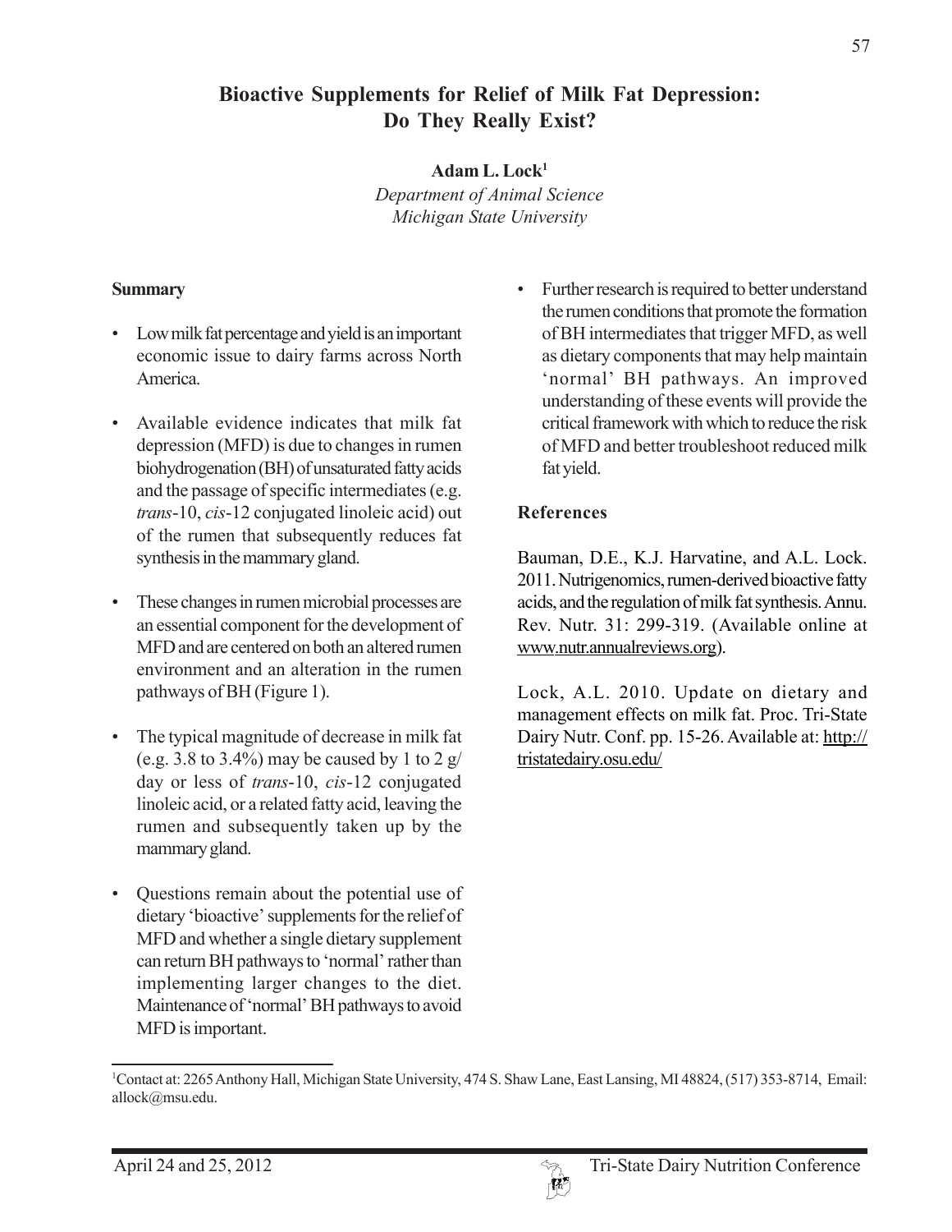# Bioactive Supplements for Relief of Milk Fat Depression: Do They Really Exist?

**Adam L. Lock**[1]

*Department of Animal Science*
*Michigan State University*

## Summary

- Low milk fat percentage and yield is an important economic issue to dairy farms across North America.
- Available evidence indicates that milk fat depression (MFD) is due to changes in rumen biohydrogenation (BH) of unsaturated fatty acids and the passage of specific intermediates (e.g. *trans*-10, *cis*-12 conjugated linoleic acid) out of the rumen that subsequently reduces fat synthesis in the mammary gland.
- These changes in rumen microbial processes are an essential component for the development of MFD and are centered on both an altered rumen environment and an alteration in the rumen pathways of BH (Figure 1).
- The typical magnitude of decrease in milk fat (e.g. 3.8 to 3.4%) may be caused by 1 to 2 g/day or less of *trans*-10, *cis*-12 conjugated linoleic acid, or a related fatty acid, leaving the rumen and subsequently taken up by the mammary gland.
- Questions remain about the potential use of dietary 'bioactive' supplements for the relief of MFD and whether a single dietary supplement can return BH pathways to 'normal' rather than implementing larger changes to the diet. Maintenance of 'normal' BH pathways to avoid MFD is important.
- Further research is required to better understand the rumen conditions that promote the formation of BH intermediates that trigger MFD, as well as dietary components that may help maintain 'normal' BH pathways. An improved understanding of these events will provide the critical framework with which to reduce the risk of MFD and better troubleshoot reduced milk fat yield.

## References

Bauman, D.E., K.J. Harvatine, and A.L. Lock. 2011. Nutrigenomics, rumen-derived bioactive fatty acids, and the regulation of milk fat synthesis. Annu. Rev. Nutr. 31: 299-319. (Available online at www.nutr.annualreviews.org).

Lock, A.L. 2010. Update on dietary and management effects on milk fat. Proc. Tri-State Dairy Nutr. Conf. pp. 15-26. Available at: http://tristatedairy.osu.edu/

[1] Contact at: 2265 Anthony Hall, Michigan State University, 474 S. Shaw Lane, East Lansing, MI 48824, (517) 353-8714, Email: allock@msu.edu.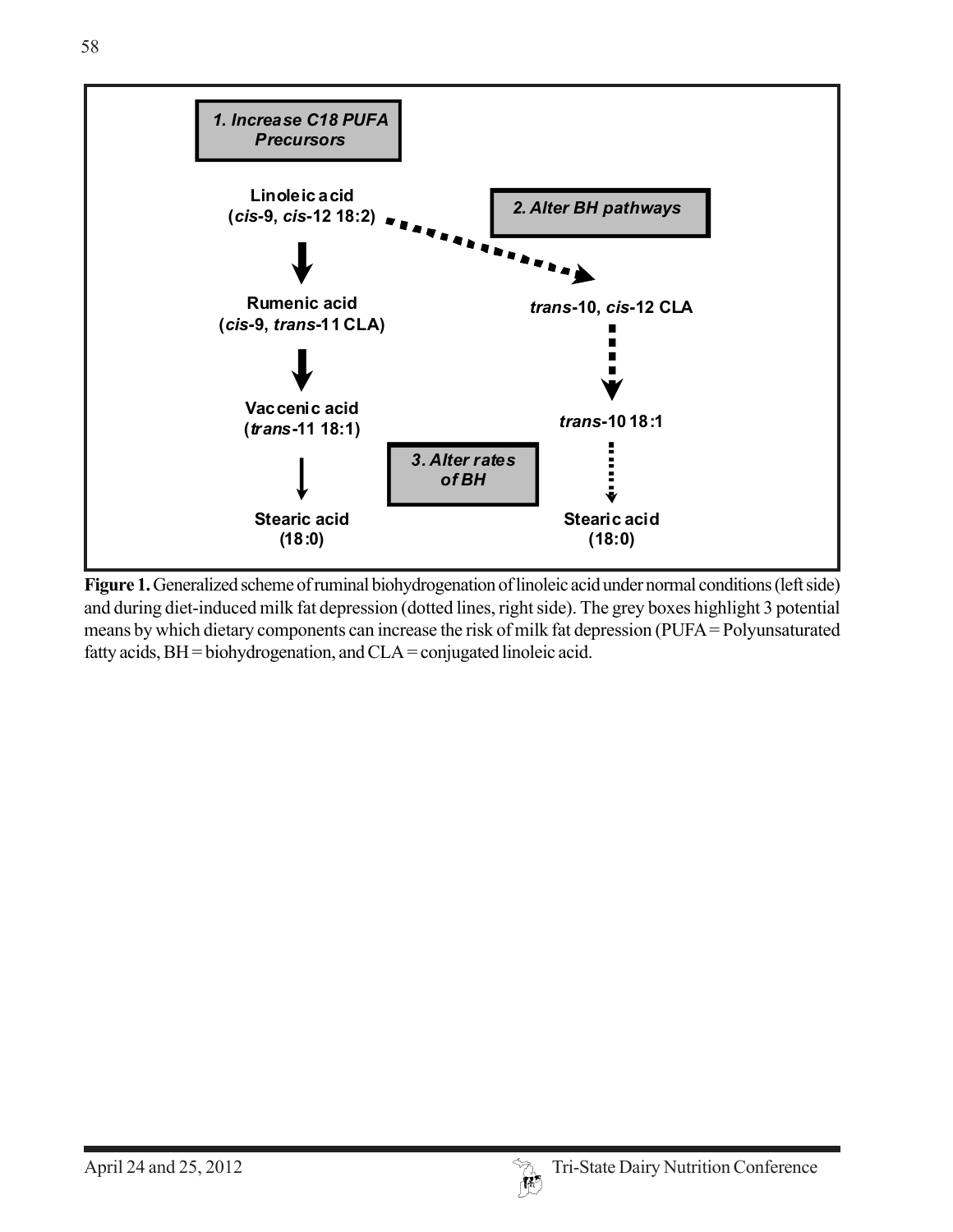1. Increase C18 PUFA Precursors

Linoleic acid (*cis*-9, *cis*-12 18:2)

2. Alter BH pathways

Rumenic acid (*cis*-9, *trans*-11 CLA)

*trans*-10, *cis*-12 CLA

Vaccenic acid (*trans*-11 18:1)

*trans*-10 18:1

3. Alter rates of BH

Stearic acid (18:0)

Stearic acid (18:0)

**Figure 1.** Generalized scheme of ruminal biohydrogenation of linoleic acid under normal conditions (left side) and during diet-induced milk fat depression (dotted lines, right side). The grey boxes highlight 3 potential means by which dietary components can increase the risk of milk fat depression (PUFA = Polyunsaturated fatty acids, BH = biohydrogenation, and CLA = conjugated linoleic acid.